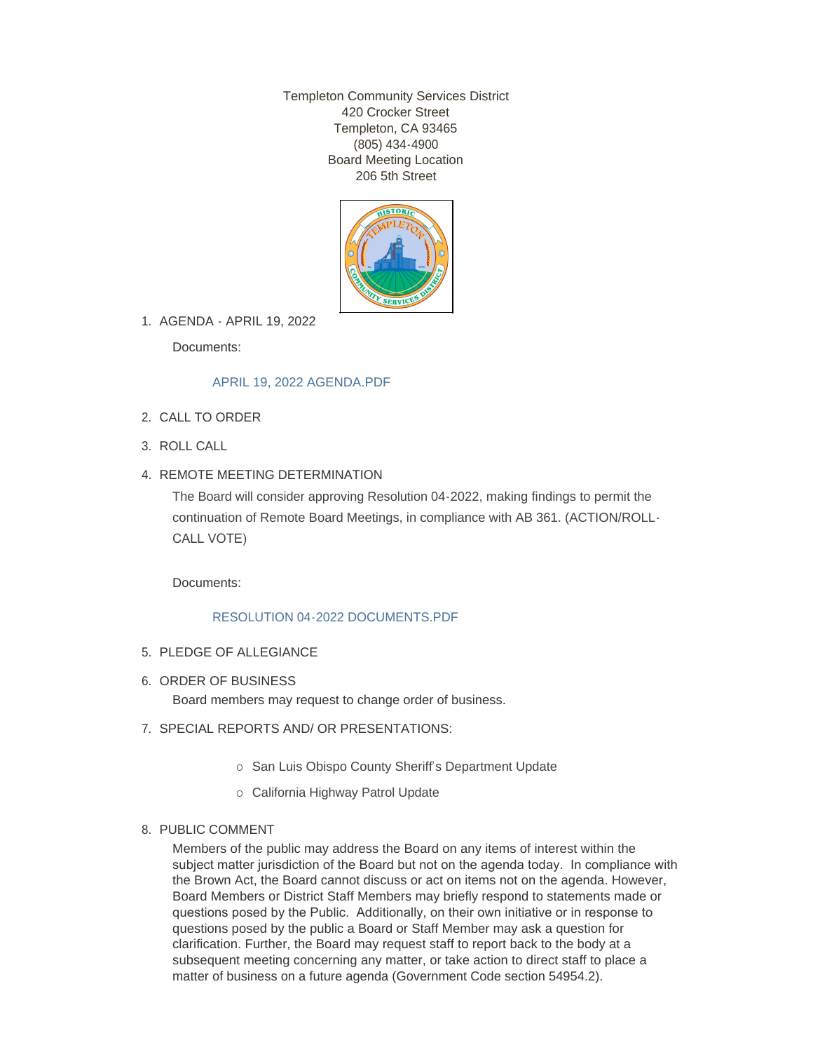Templeton Community Services District
420 Crocker Street
Templeton, CA 93465
(805) 434-4900
Board Meeting Location
206 5th Street

1. AGENDA - APRIL 19, 2022

   Documents:

   APRIL 19, 2022 AGENDA.PDF

2. CALL TO ORDER

3. ROLL CALL

4. REMOTE MEETING DETERMINATION

   The Board will consider approving Resolution 04-2022, making findings to permit the continuation of Remote Board Meetings, in compliance with AB 361. (ACTION/ROLL-CALL VOTE)

   Documents:

   RESOLUTION 04-2022 DOCUMENTS.PDF

5. PLEDGE OF ALLEGIANCE

6. ORDER OF BUSINESS

   Board members may request to change order of business.

7. SPECIAL REPORTS AND/ OR PRESENTATIONS:

   - San Luis Obispo County Sheriff's Department Update
   - California Highway Patrol Update

8. PUBLIC COMMENT

   Members of the public may address the Board on any items of interest within the subject matter jurisdiction of the Board but not on the agenda today. In compliance with the Brown Act, the Board cannot discuss or act on items not on the agenda. However, Board Members or District Staff Members may briefly respond to statements made or questions posed by the Public. Additionally, on their own initiative or in response to questions posed by the public a Board or Staff Member may ask a question for clarification. Further, the Board may request staff to report back to the body at a subsequent meeting concerning any matter, or take action to direct staff to place a matter of business on a future agenda (Government Code section 54954.2).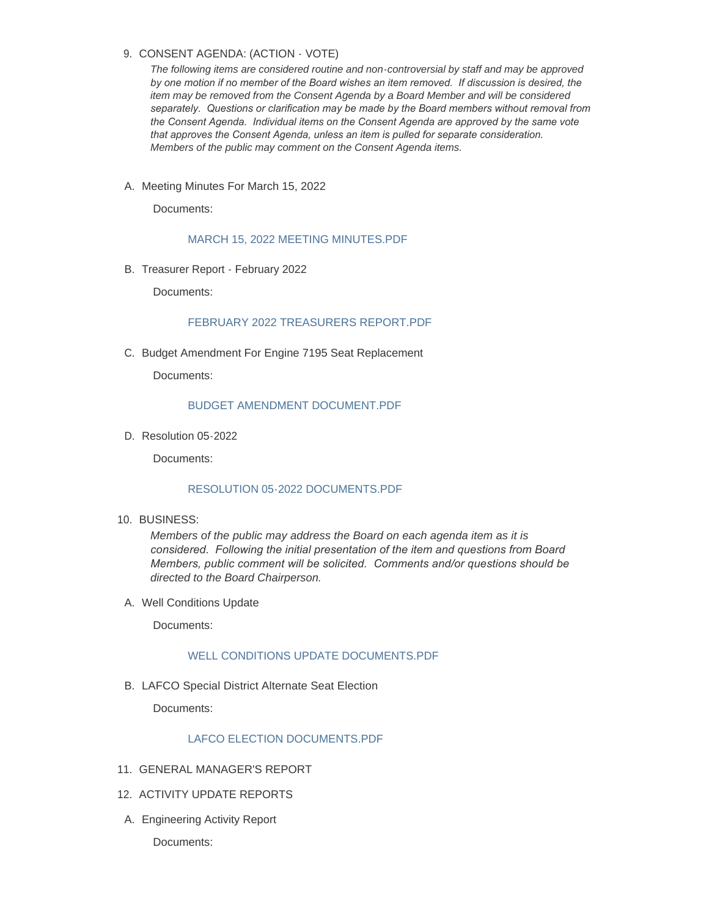9. CONSENT AGENDA: (ACTION - VOTE)

   *The following items are considered routine and non-controversial by staff and may be approved by one motion if no member of the Board wishes an item removed. If discussion is desired, the item may be removed from the Consent Agenda by a Board Member and will be considered separately. Questions or clarification may be made by the Board members without removal from the Consent Agenda. Individual items on the Consent Agenda are approved by the same vote that approves the Consent Agenda, unless an item is pulled for separate consideration. Members of the public may comment on the Consent Agenda items.*

A. Meeting Minutes For March 15, 2022

   Documents:

   MARCH 15, 2022 MEETING MINUTES.PDF

B. Treasurer Report - February 2022

   Documents:

   FEBRUARY 2022 TREASURERS REPORT.PDF

C. Budget Amendment For Engine 7195 Seat Replacement

   Documents:

   BUDGET AMENDMENT DOCUMENT.PDF

D. Resolution 05-2022

   Documents:

   RESOLUTION 05-2022 DOCUMENTS.PDF

10. BUSINESS:

   *Members of the public may address the Board on each agenda item as it is considered. Following the initial presentation of the item and questions from Board Members, public comment will be solicited. Comments and/or questions should be directed to the Board Chairperson.*

A. Well Conditions Update

   Documents:

   WELL CONDITIONS UPDATE DOCUMENTS.PDF

B. LAFCO Special District Alternate Seat Election

   Documents:

   LAFCO ELECTION DOCUMENTS.PDF

11. GENERAL MANAGER'S REPORT

12. ACTIVITY UPDATE REPORTS

A. Engineering Activity Report

   Documents: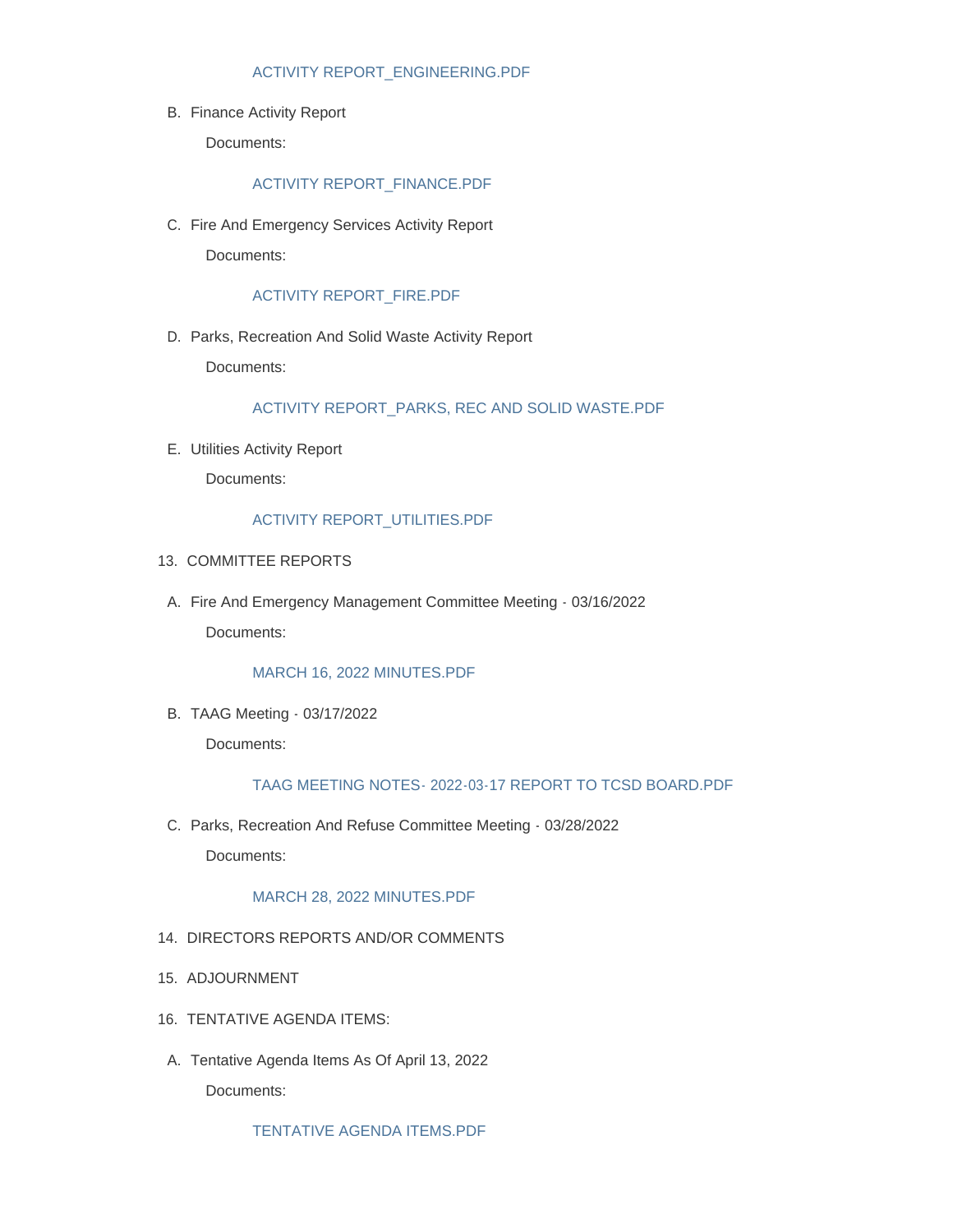ACTIVITY REPORT_ENGINEERING.PDF

B. Finance Activity Report

Documents:

ACTIVITY REPORT_FINANCE.PDF

C. Fire And Emergency Services Activity Report

Documents:

ACTIVITY REPORT_FIRE.PDF

D. Parks, Recreation And Solid Waste Activity Report

Documents:

ACTIVITY REPORT_PARKS, REC AND SOLID WASTE.PDF

E. Utilities Activity Report

Documents:

ACTIVITY REPORT_UTILITIES.PDF

13. COMMITTEE REPORTS

A. Fire And Emergency Management Committee Meeting - 03/16/2022

Documents:

MARCH 16, 2022 MINUTES.PDF

B. TAAG Meeting - 03/17/2022

Documents:

TAAG MEETING NOTES- 2022-03-17 REPORT TO TCSD BOARD.PDF

C. Parks, Recreation And Refuse Committee Meeting - 03/28/2022

Documents:

MARCH 28, 2022 MINUTES.PDF

14. DIRECTORS REPORTS AND/OR COMMENTS

15. ADJOURNMENT

16. TENTATIVE AGENDA ITEMS:

A. Tentative Agenda Items As Of April 13, 2022

Documents:

TENTATIVE AGENDA ITEMS.PDF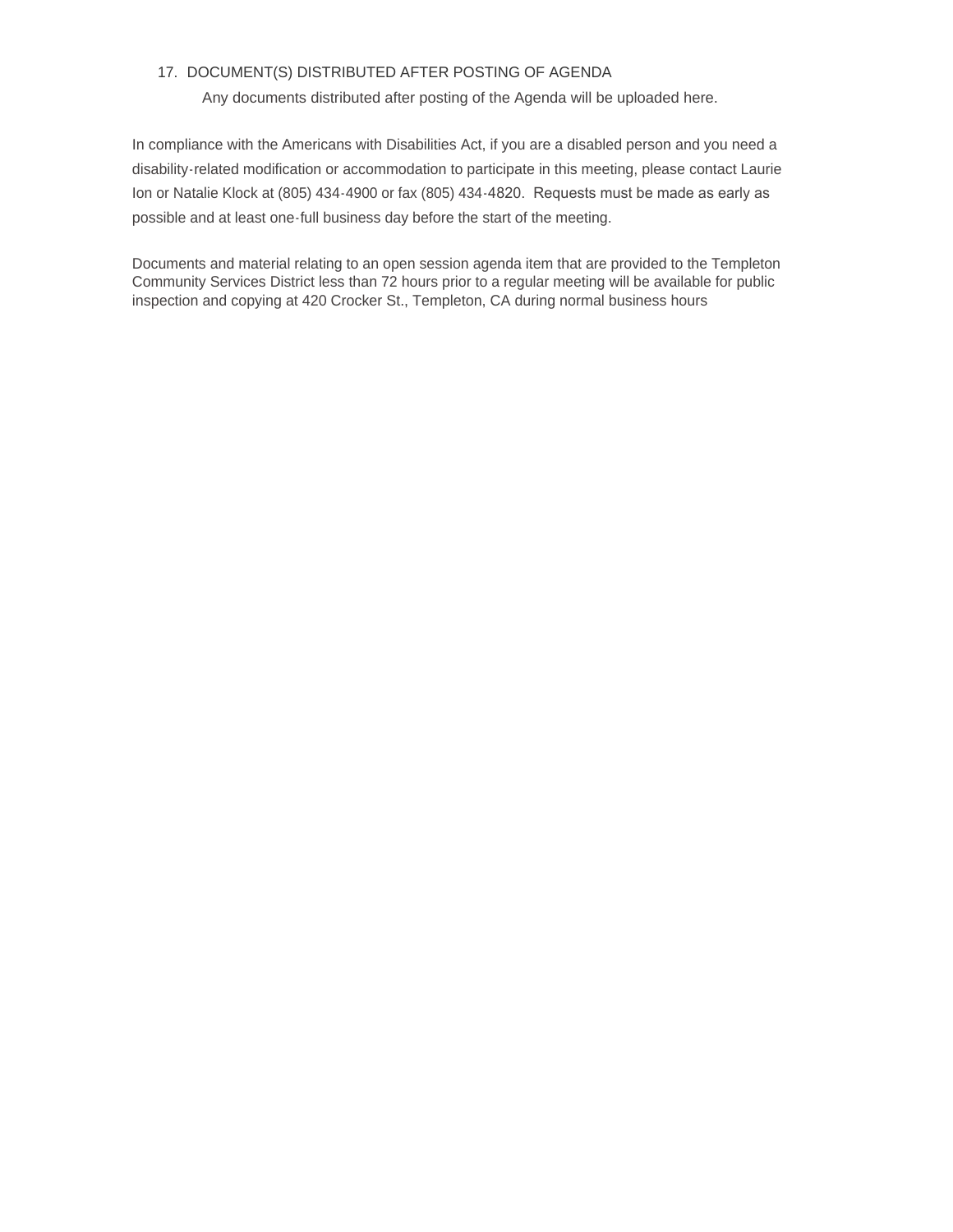17. DOCUMENT(S) DISTRIBUTED AFTER POSTING OF AGENDA

    Any documents distributed after posting of the Agenda will be uploaded here.

In compliance with the Americans with Disabilities Act, if you are a disabled person and you need a disability-related modification or accommodation to participate in this meeting, please contact Laurie Ion or Natalie Klock at (805) 434-4900 or fax (805) 434-4820. Requests must be made as early as possible and at least one-full business day before the start of the meeting.

Documents and material relating to an open session agenda item that are provided to the Templeton Community Services District less than 72 hours prior to a regular meeting will be available for public inspection and copying at 420 Crocker St., Templeton, CA during normal business hours